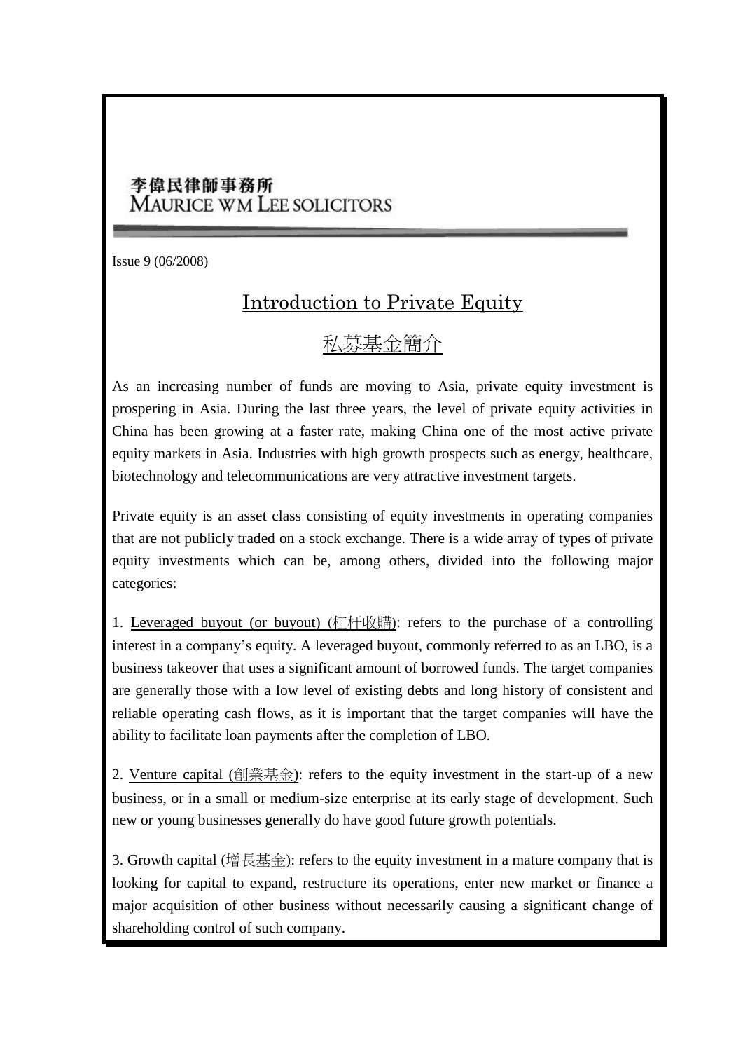李偉民律師事務所
MAURICE WM LEE SOLICITORS

Issue 9 (06/2008)

# Introduction to Private Equity

# 私募基金簡介

As an increasing number of funds are moving to Asia, private equity investment is prospering in Asia. During the last three years, the level of private equity activities in China has been growing at a faster rate, making China one of the most active private equity markets in Asia. Industries with high growth prospects such as energy, healthcare, biotechnology and telecommunications are very attractive investment targets.

Private equity is an asset class consisting of equity investments in operating companies that are not publicly traded on a stock exchange. There is a wide array of types of private equity investments which can be, among others, divided into the following major categories:

1. Leveraged buyout (or buyout) (杠杆收購): refers to the purchase of a controlling interest in a company's equity. A leveraged buyout, commonly referred to as an LBO, is a business takeover that uses a significant amount of borrowed funds. The target companies are generally those with a low level of existing debts and long history of consistent and reliable operating cash flows, as it is important that the target companies will have the ability to facilitate loan payments after the completion of LBO.

2. Venture capital (創業基金): refers to the equity investment in the start-up of a new business, or in a small or medium-size enterprise at its early stage of development. Such new or young businesses generally do have good future growth potentials.

3. Growth capital (增長基金): refers to the equity investment in a mature company that is looking for capital to expand, restructure its operations, enter new market or finance a major acquisition of other business without necessarily causing a significant change of shareholding control of such company.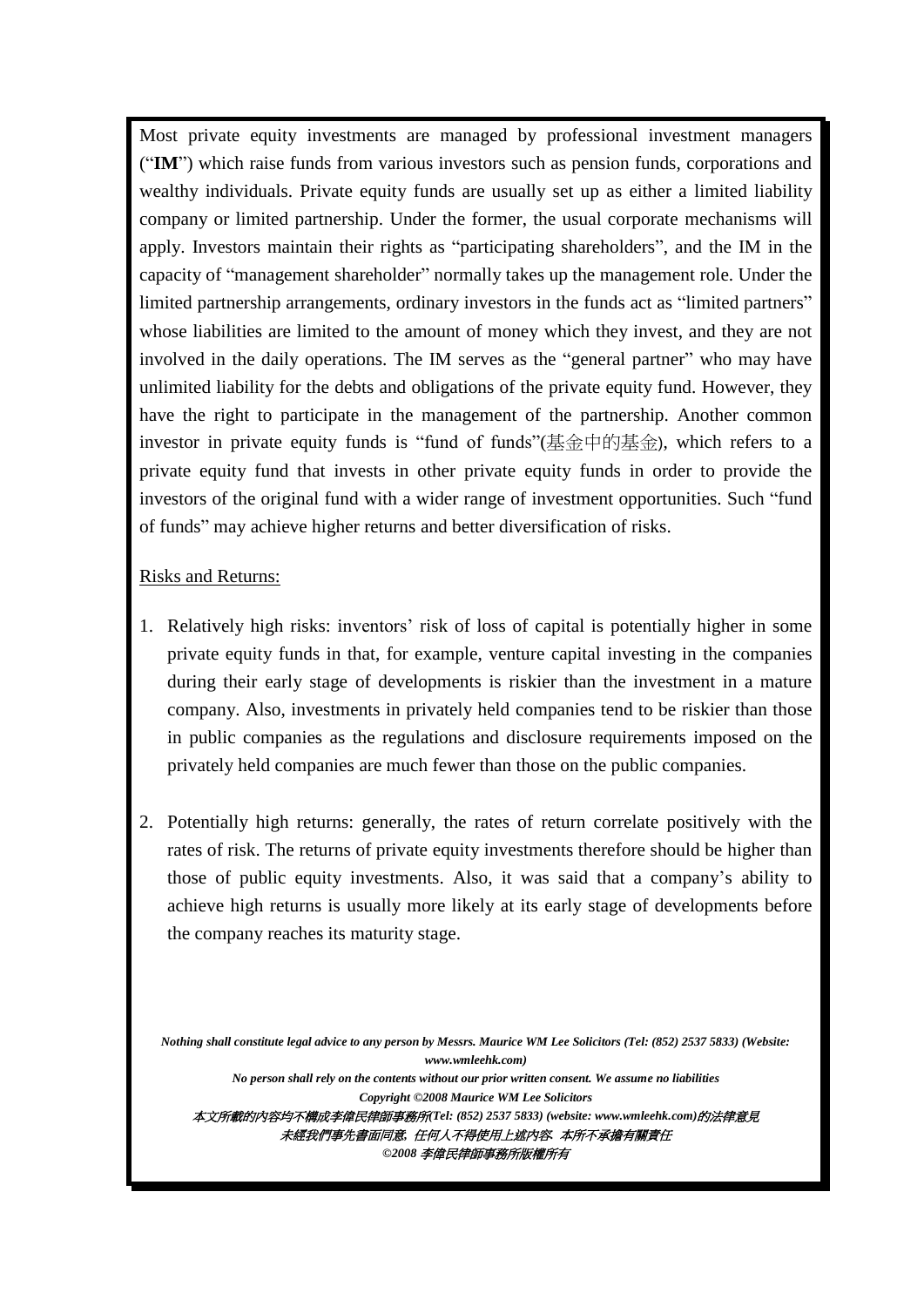Most private equity investments are managed by professional investment managers ("**IM**") which raise funds from various investors such as pension funds, corporations and wealthy individuals. Private equity funds are usually set up as either a limited liability company or limited partnership. Under the former, the usual corporate mechanisms will apply. Investors maintain their rights as "participating shareholders", and the IM in the capacity of "management shareholder" normally takes up the management role. Under the limited partnership arrangements, ordinary investors in the funds act as "limited partners" whose liabilities are limited to the amount of money which they invest, and they are not involved in the daily operations. The IM serves as the "general partner" who may have unlimited liability for the debts and obligations of the private equity fund. However, they have the right to participate in the management of the partnership. Another common investor in private equity funds is "fund of funds"(基金中的基金), which refers to a private equity fund that invests in other private equity funds in order to provide the investors of the original fund with a wider range of investment opportunities. Such "fund of funds" may achieve higher returns and better diversification of risks.

<u>Risks and Returns:</u>

1. Relatively high risks: inventors' risk of loss of capital is potentially higher in some private equity funds in that, for example, venture capital investing in the companies during their early stage of developments is riskier than the investment in a mature company. Also, investments in privately held companies tend to be riskier than those in public companies as the regulations and disclosure requirements imposed on the privately held companies are much fewer than those on the public companies.

2. Potentially high returns: generally, the rates of return correlate positively with the rates of risk. The returns of private equity investments therefore should be higher than those of public equity investments. Also, it was said that a company's ability to achieve high returns is usually more likely at its early stage of developments before the company reaches its maturity stage.